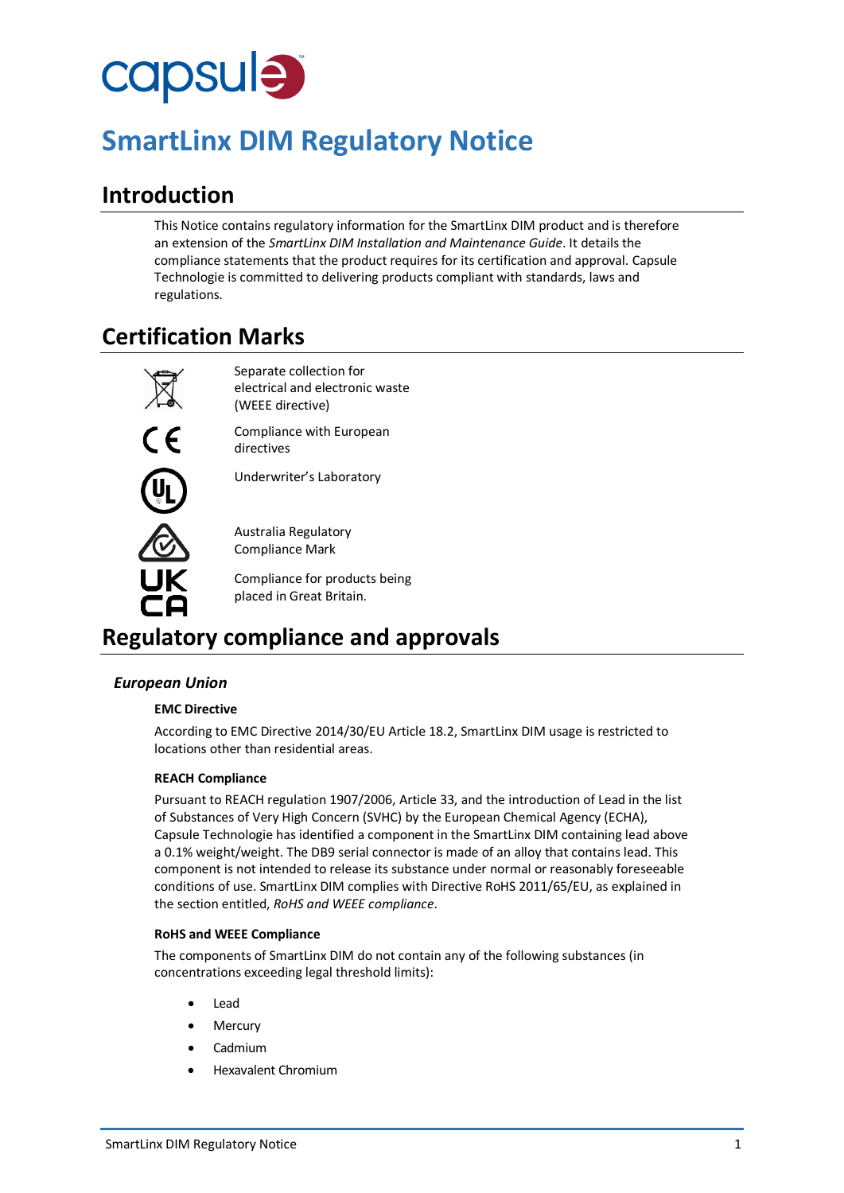capsule

# SmartLinx DIM Regulatory Notice

## Introduction

This Notice contains regulatory information for the SmartLinx DIM product and is therefore an extension of the *SmartLinx DIM Installation and Maintenance Guide*. It details the compliance statements that the product requires for its certification and approval. Capsule Technologie is committed to delivering products compliant with standards, laws and regulations.

## Certification Marks

| | |
|---|---|
| WEEE | Separate collection for electrical and electronic waste (WEEE directive) |
| CE | Compliance with European directives |
| UL | Underwriter's Laboratory |
| RCM | Australia Regulatory Compliance Mark |
| UKCA | Compliance for products being placed in Great Britain. |

## Regulatory compliance and approvals

### *European Union*

#### EMC Directive

According to EMC Directive 2014/30/EU Article 18.2, SmartLinx DIM usage is restricted to locations other than residential areas.

#### REACH Compliance

Pursuant to REACH regulation 1907/2006, Article 33, and the introduction of Lead in the list of Substances of Very High Concern (SVHC) by the European Chemical Agency (ECHA), Capsule Technologie has identified a component in the SmartLinx DIM containing lead above a 0.1% weight/weight. The DB9 serial connector is made of an alloy that contains lead. This component is not intended to release its substance under normal or reasonably foreseeable conditions of use. SmartLinx DIM complies with Directive RoHS 2011/65/EU, as explained in the section entitled, *RoHS and WEEE compliance*.

#### RoHS and WEEE Compliance

The components of SmartLinx DIM do not contain any of the following substances (in concentrations exceeding legal threshold limits):

- Lead
- Mercury
- Cadmium
- Hexavalent Chromium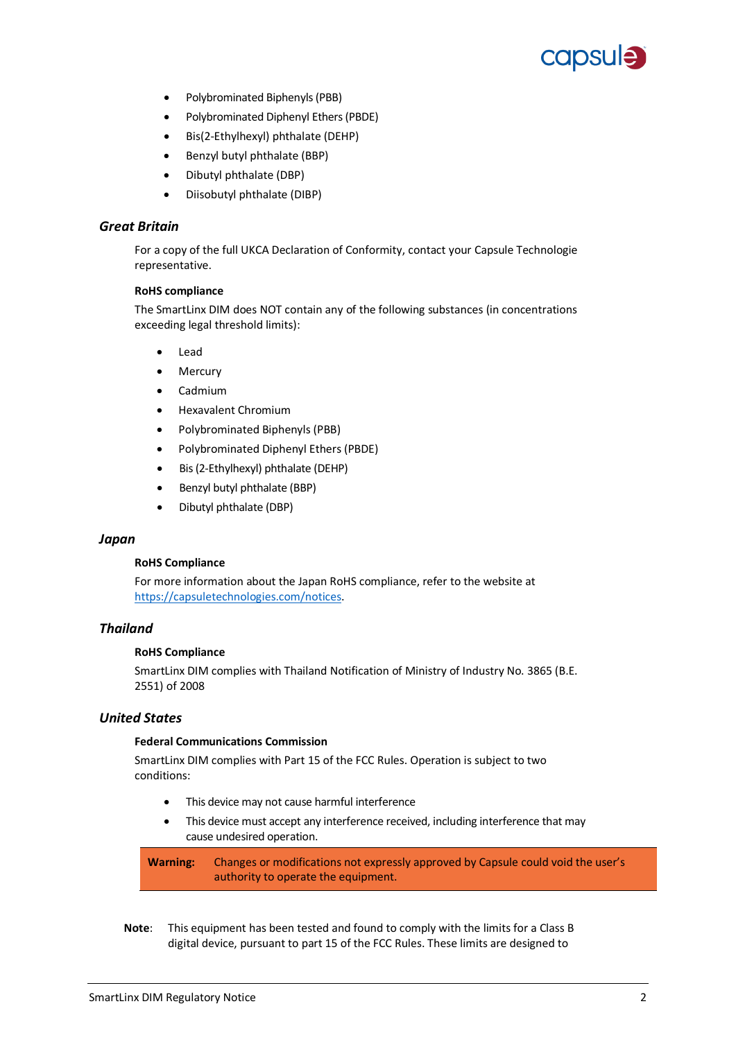- Polybrominated Biphenyls (PBB)
- Polybrominated Diphenyl Ethers (PBDE)
- Bis(2-Ethylhexyl) phthalate (DEHP)
- Benzyl butyl phthalate (BBP)
- Dibutyl phthalate (DBP)
- Diisobutyl phthalate (DIBP)

## *Great Britain*

For a copy of the full UKCA Declaration of Conformity, contact your Capsule Technologie representative.

**RoHS compliance**

The SmartLinx DIM does NOT contain any of the following substances (in concentrations exceeding legal threshold limits):

- Lead
- Mercury
- Cadmium
- Hexavalent Chromium
- Polybrominated Biphenyls (PBB)
- Polybrominated Diphenyl Ethers (PBDE)
- Bis (2-Ethylhexyl) phthalate (DEHP)
- Benzyl butyl phthalate (BBP)
- Dibutyl phthalate (DBP)

## *Japan*

**RoHS Compliance**

For more information about the Japan RoHS compliance, refer to the website at https://capsuletechnologies.com/notices.

## *Thailand*

**RoHS Compliance**

SmartLinx DIM complies with Thailand Notification of Ministry of Industry No. 3865 (B.E. 2551) of 2008

## *United States*

**Federal Communications Commission**

SmartLinx DIM complies with Part 15 of the FCC Rules. Operation is subject to two conditions:

- This device may not cause harmful interference
- This device must accept any interference received, including interference that may cause undesired operation.

**Warning:** Changes or modifications not expressly approved by Capsule could void the user's authority to operate the equipment.

**Note**: This equipment has been tested and found to comply with the limits for a Class B digital device, pursuant to part 15 of the FCC Rules. These limits are designed to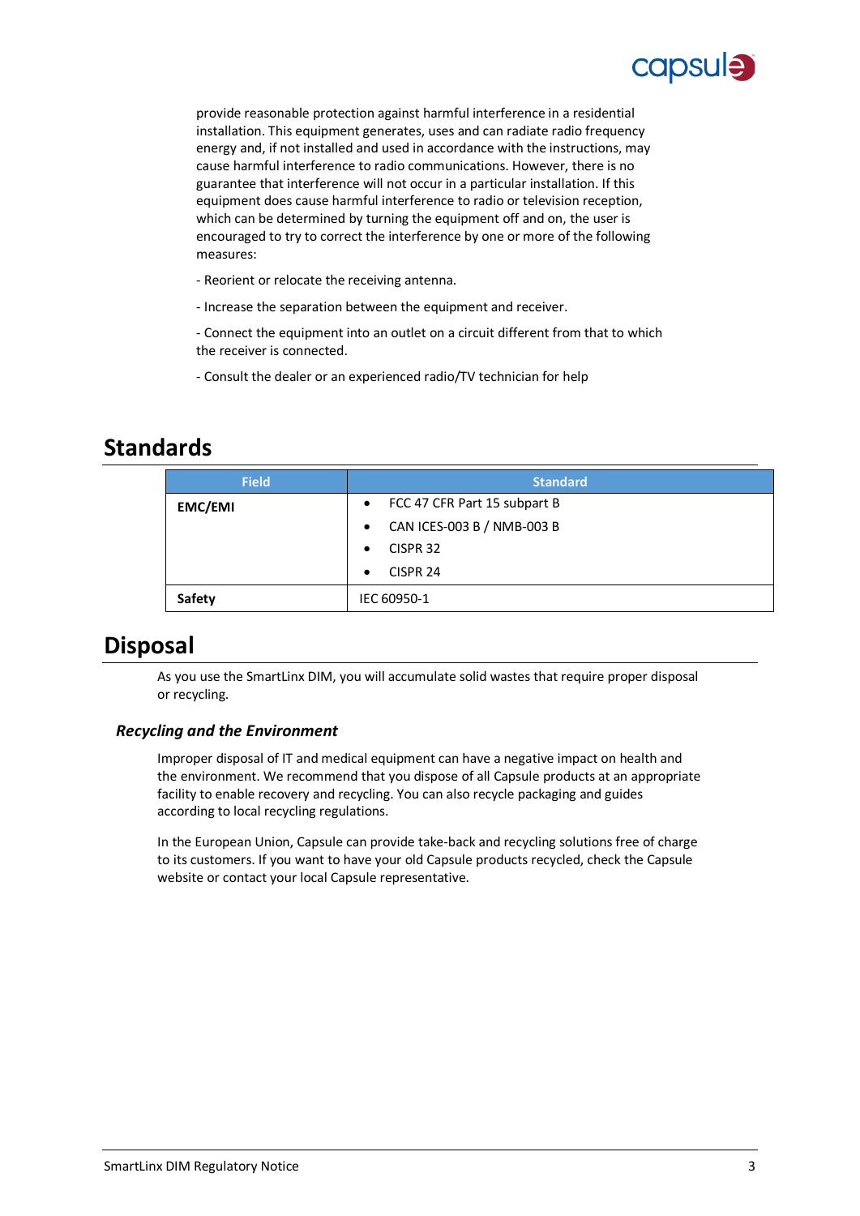provide reasonable protection against harmful interference in a residential installation. This equipment generates, uses and can radiate radio frequency energy and, if not installed and used in accordance with the instructions, may cause harmful interference to radio communications. However, there is no guarantee that interference will not occur in a particular installation. If this equipment does cause harmful interference to radio or television reception, which can be determined by turning the equipment off and on, the user is encouraged to try to correct the interference by one or more of the following measures:

- Reorient or relocate the receiving antenna.

- Increase the separation between the equipment and receiver.

- Connect the equipment into an outlet on a circuit different from that to which the receiver is connected.

- Consult the dealer or an experienced radio/TV technician for help

# Standards

| Field | Standard |
|---|---|
| **EMC/EMI** | • FCC 47 CFR Part 15 subpart B<br>• CAN ICES-003 B / NMB-003 B<br>• CISPR 32<br>• CISPR 24 |
| **Safety** | IEC 60950-1 |

# Disposal

As you use the SmartLinx DIM, you will accumulate solid wastes that require proper disposal or recycling.

### *Recycling and the Environment*

Improper disposal of IT and medical equipment can have a negative impact on health and the environment. We recommend that you dispose of all Capsule products at an appropriate facility to enable recovery and recycling. You can also recycle packaging and guides according to local recycling regulations.

In the European Union, Capsule can provide take-back and recycling solutions free of charge to its customers. If you want to have your old Capsule products recycled, check the Capsule website or contact your local Capsule representative.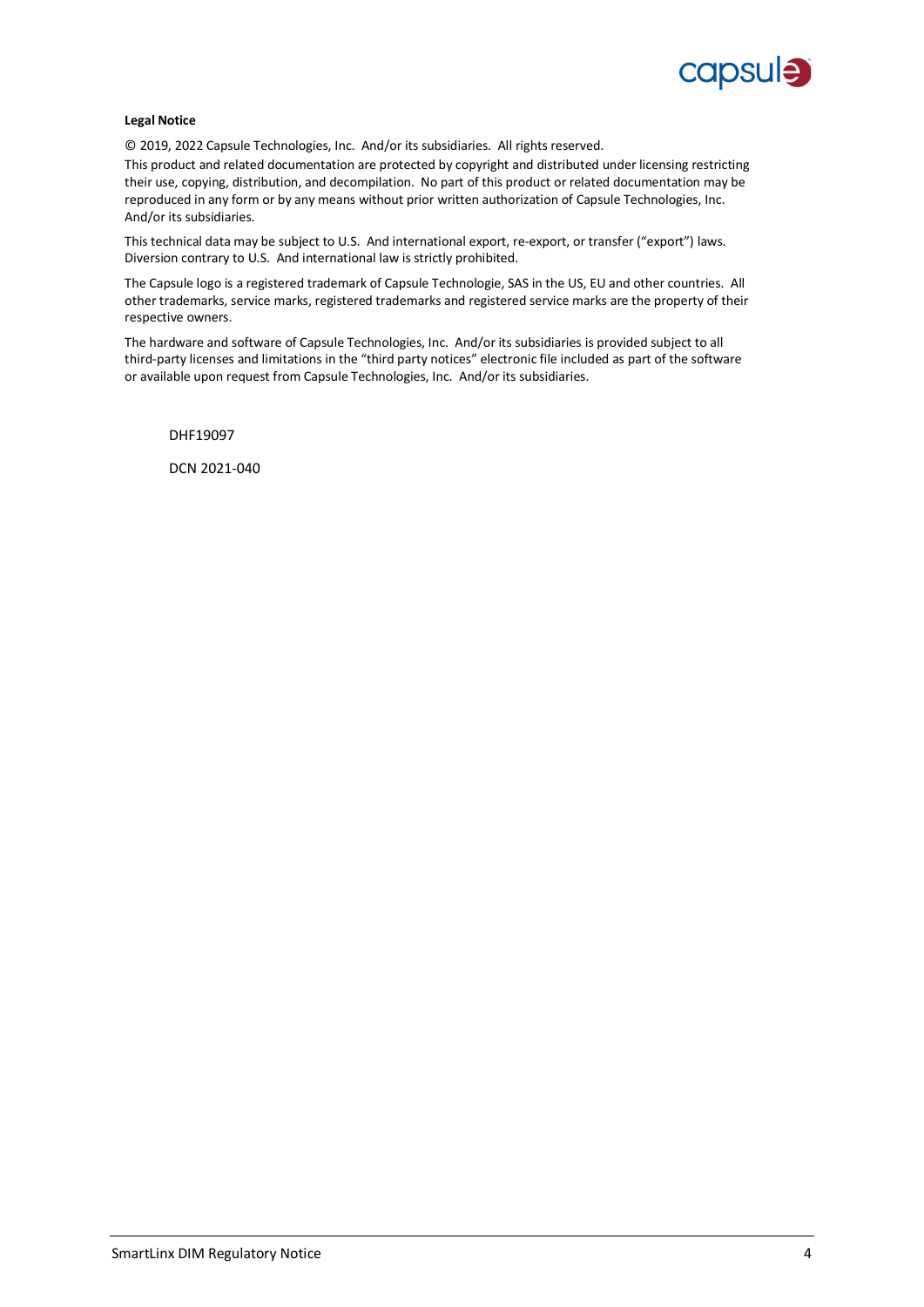**Legal Notice**

© 2019, 2022 Capsule Technologies, Inc. And/or its subsidiaries. All rights reserved.

This product and related documentation are protected by copyright and distributed under licensing restricting their use, copying, distribution, and decompilation. No part of this product or related documentation may be reproduced in any form or by any means without prior written authorization of Capsule Technologies, Inc. And/or its subsidiaries.

This technical data may be subject to U.S. And international export, re-export, or transfer ("export") laws. Diversion contrary to U.S. And international law is strictly prohibited.

The Capsule logo is a registered trademark of Capsule Technologie, SAS in the US, EU and other countries. All other trademarks, service marks, registered trademarks and registered service marks are the property of their respective owners.

The hardware and software of Capsule Technologies, Inc. And/or its subsidiaries is provided subject to all third-party licenses and limitations in the "third party notices" electronic file included as part of the software or available upon request from Capsule Technologies, Inc. And/or its subsidiaries.

DHF19097

DCN 2021-040